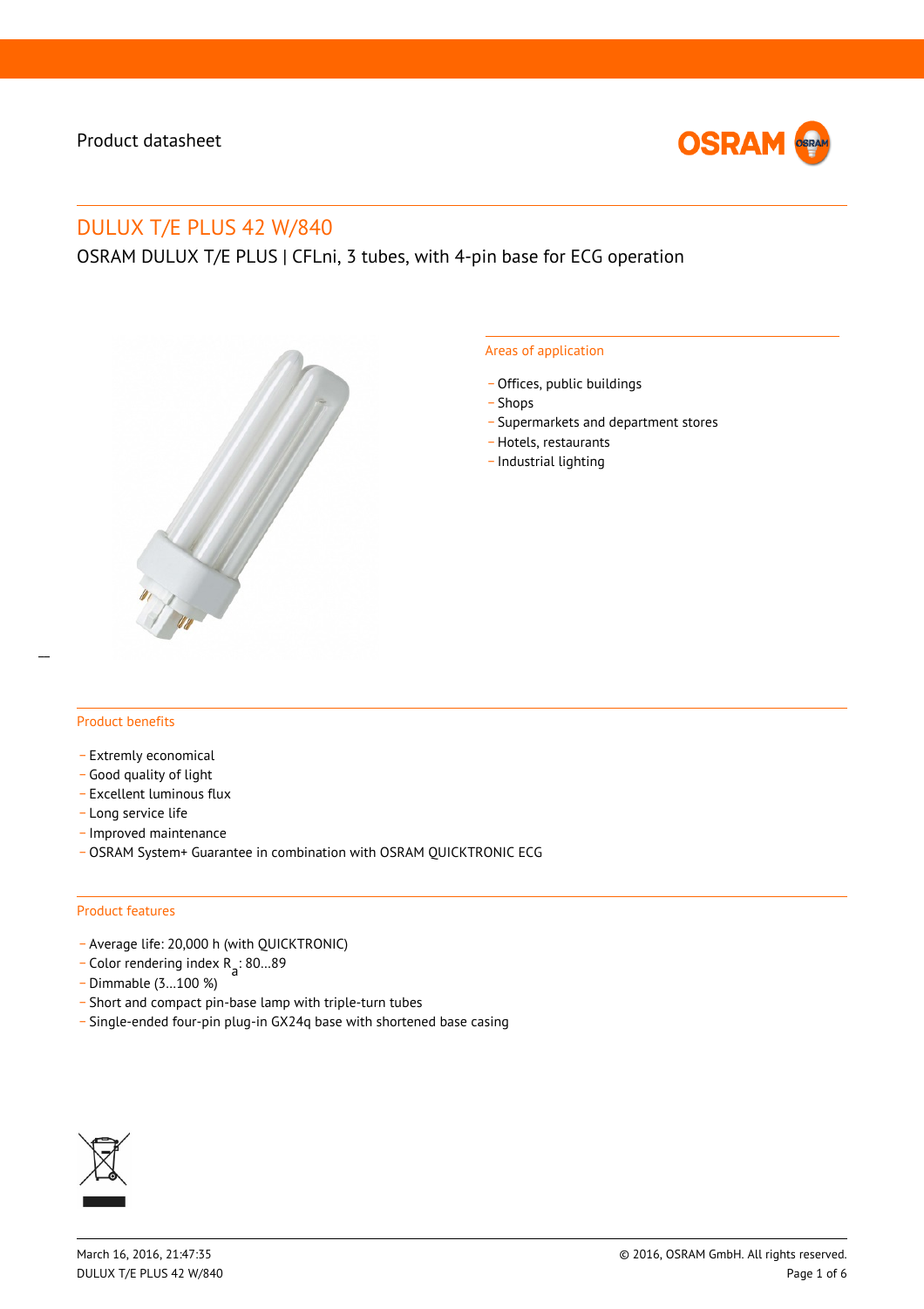Product datasheet

# DULUX T/E PLUS 42 W/840

OSRAM DULUX T/E PLUS | CFLni, 3 tubes, with 4-pin base for ECG operation

## Areas of application

- Offices, public buildings
- Shops
- Supermarkets and department stores
- Hotels, restaurants
- Industrial lighting

## Product benefits

- Extremly economical
- Good quality of light
- Excellent luminous flux
- Long service life
- Improved maintenance
- OSRAM System+ Guarantee in combination with OSRAM QUICKTRONIC ECG

## Product features

- Average life: 20,000 h (with QUICKTRONIC)
- Color rendering index $R_a$: 80…89
- Dimmable (3…100 %)
- Short and compact pin-base lamp with triple-turn tubes
- Single-ended four-pin plug-in GX24q base with shortened base casing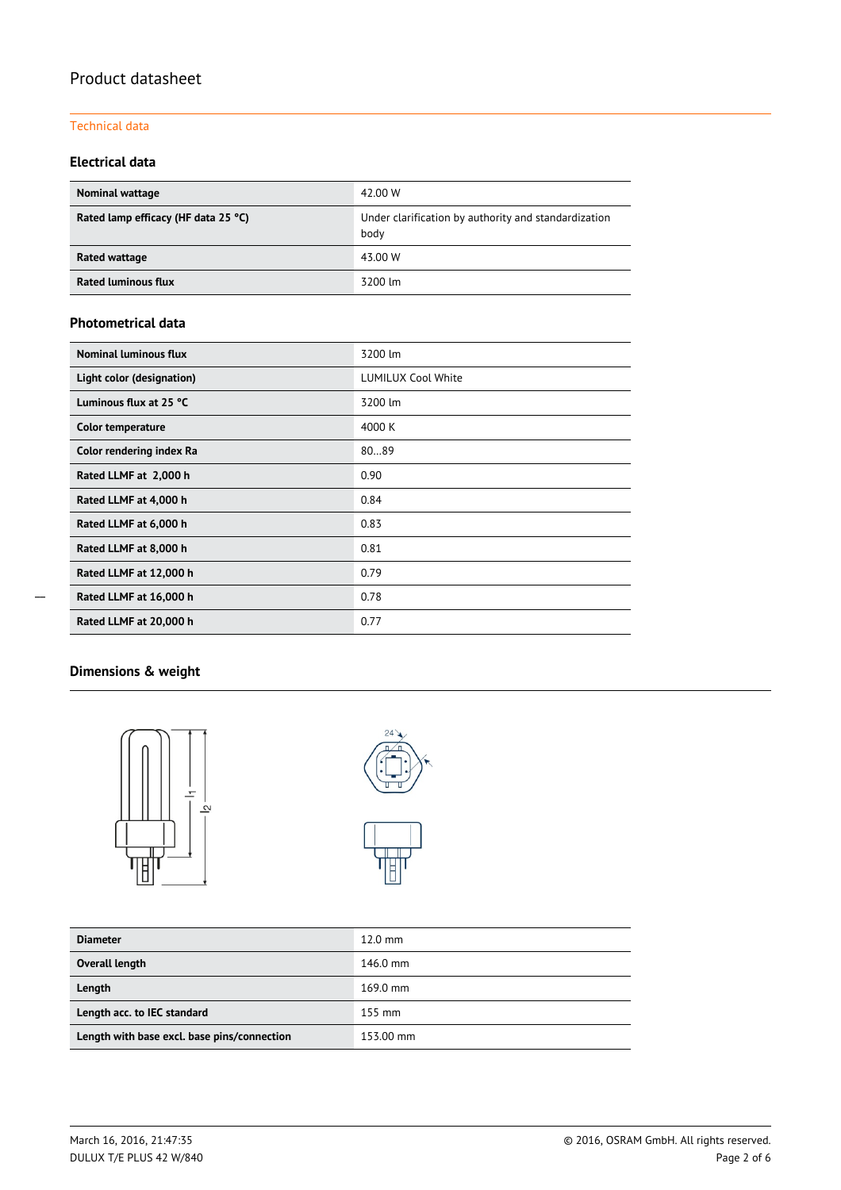# Product datasheet

## Technical data

### Electrical data

| | |
|---|---|
| **Nominal wattage** | 42.00 W |
| **Rated lamp efficacy (HF data 25 °C)** | Under clarification by authority and standardization body |
| **Rated wattage** | 43.00 W |
| **Rated luminous flux** | 3200 lm |

### Photometrical data

| | |
|---|---|
| **Nominal luminous flux** | 3200 lm |
| **Light color (designation)** | LUMILUX Cool White |
| **Luminous flux at 25 °C** | 3200 lm |
| **Color temperature** | 4000 K |
| **Color rendering index Ra** | 80…89 |
| **Rated LLMF at 2,000 h** | 0.90 |
| **Rated LLMF at 4,000 h** | 0.84 |
| **Rated LLMF at 6,000 h** | 0.83 |
| **Rated LLMF at 8,000 h** | 0.81 |
| **Rated LLMF at 12,000 h** | 0.79 |
| **Rated LLMF at 16,000 h** | 0.78 |
| **Rated LLMF at 20,000 h** | 0.77 |

### Dimensions & weight

| | |
|---|---|
| **Diameter** | 12.0 mm |
| **Overall length** | 146.0 mm |
| **Length** | 169.0 mm |
| **Length acc. to IEC standard** | 155 mm |
| **Length with base excl. base pins/connection** | 153.00 mm |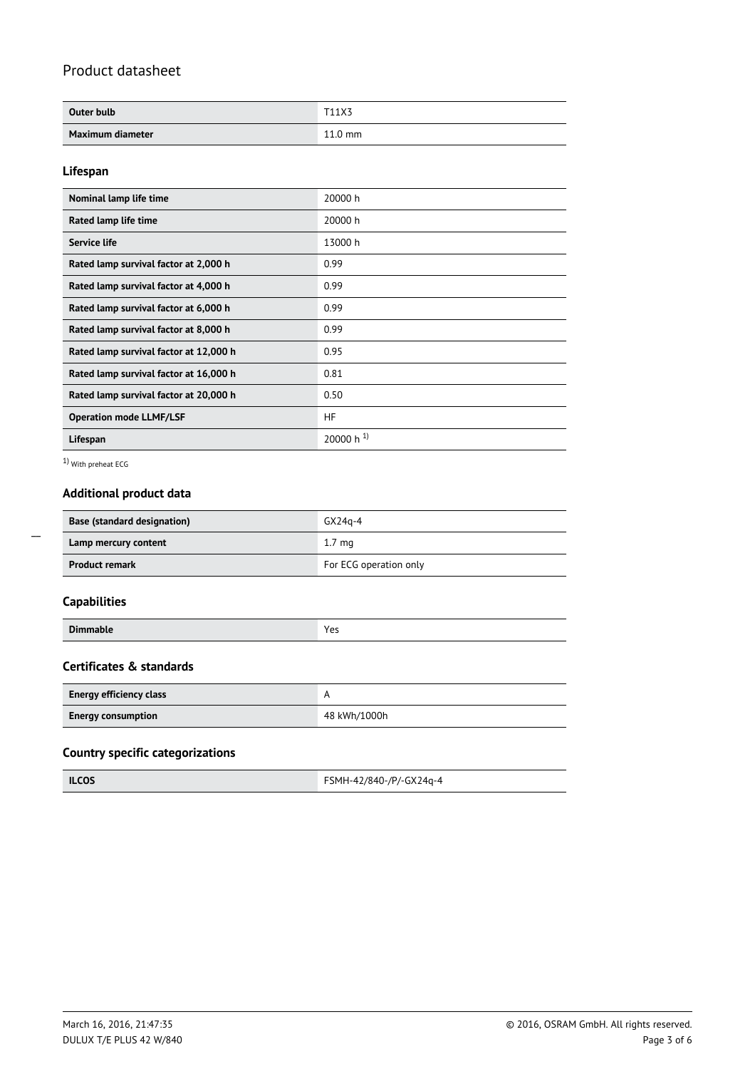| Outer bulb | T11X3 |
|---|---|
| Maximum diameter | 11.0 mm |

### Lifespan

| Nominal lamp life time | 20000 h |
|---|---|
| Rated lamp life time | 20000 h |
| Service life | 13000 h |
| Rated lamp survival factor at 2,000 h | 0.99 |
| Rated lamp survival factor at 4,000 h | 0.99 |
| Rated lamp survival factor at 6,000 h | 0.99 |
| Rated lamp survival factor at 8,000 h | 0.99 |
| Rated lamp survival factor at 12,000 h | 0.95 |
| Rated lamp survival factor at 16,000 h | 0.81 |
| Rated lamp survival factor at 20,000 h | 0.50 |
| Operation mode LLMF/LSF | HF |
| Lifespan | 20000 h [1] |

[1] With preheat ECG

### Additional product data

| Base (standard designation) | GX24q-4 |
|---|---|
| Lamp mercury content | 1.7 mg |
| Product remark | For ECG operation only |

### Capabilities

| Dimmable | Yes |
|---|---|

### Certificates & standards

| Energy efficiency class | A |
|---|---|
| Energy consumption | 48 kWh/1000h |

### Country specific categorizations

| ILCOS | FSMH-42/840-/P/-GX24q-4 |
|---|---|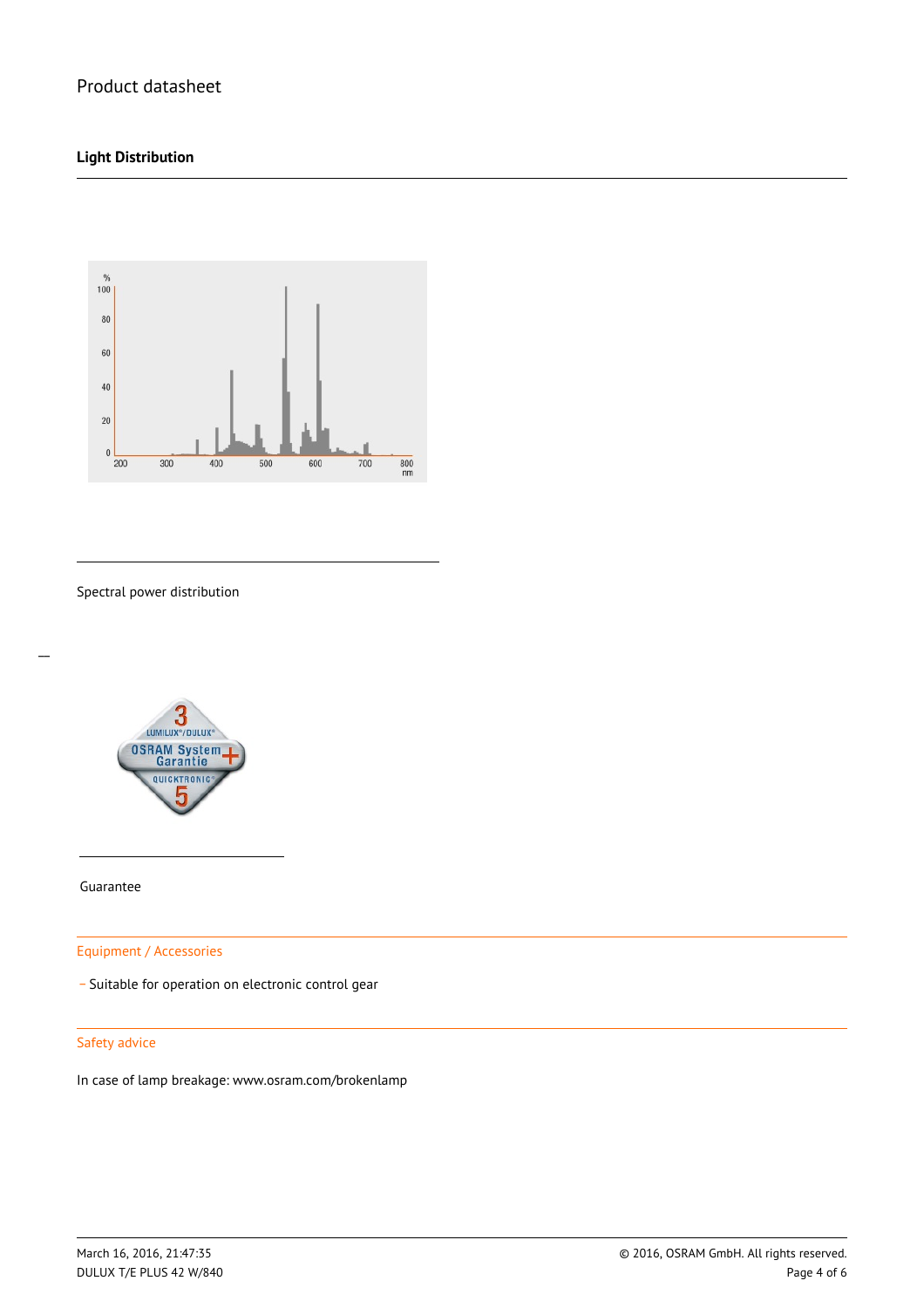Product datasheet

## Light Distribution

Spectral power distribution

Guarantee

### Equipment / Accessories

- Suitable for operation on electronic control gear

### Safety advice

In case of lamp breakage: www.osram.com/brokenlamp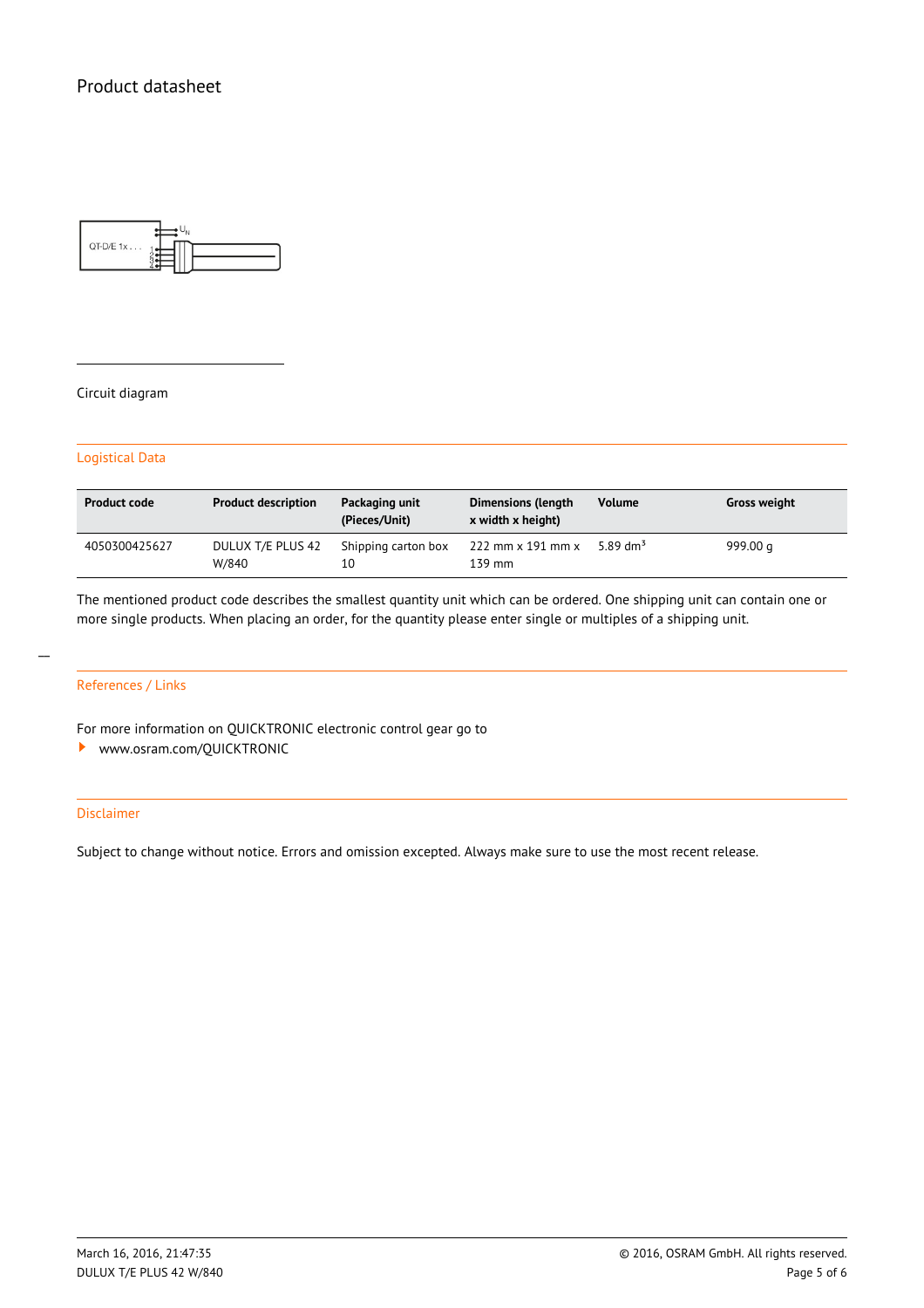Circuit diagram

## Logistical Data

| Product code | Product description | Packaging unit (Pieces/Unit) | Dimensions (length x width x height) | Volume | Gross weight |
|---|---|---|---|---|---|
| 4050300425627 | DULUX T/E PLUS 42 W/840 | Shipping carton box 10 | 222 mm x 191 mm x 139 mm | 5.89 $dm^3$ | 999.00 g |

The mentioned product code describes the smallest quantity unit which can be ordered. One shipping unit can contain one or more single products. When placing an order, for the quantity please enter single or multiples of a shipping unit.

## References / Links

For more information on QUICKTRONIC electronic control gear go to

- www.osram.com/QUICKTRONIC

## Disclaimer

Subject to change without notice. Errors and omission excepted. Always make sure to use the most recent release.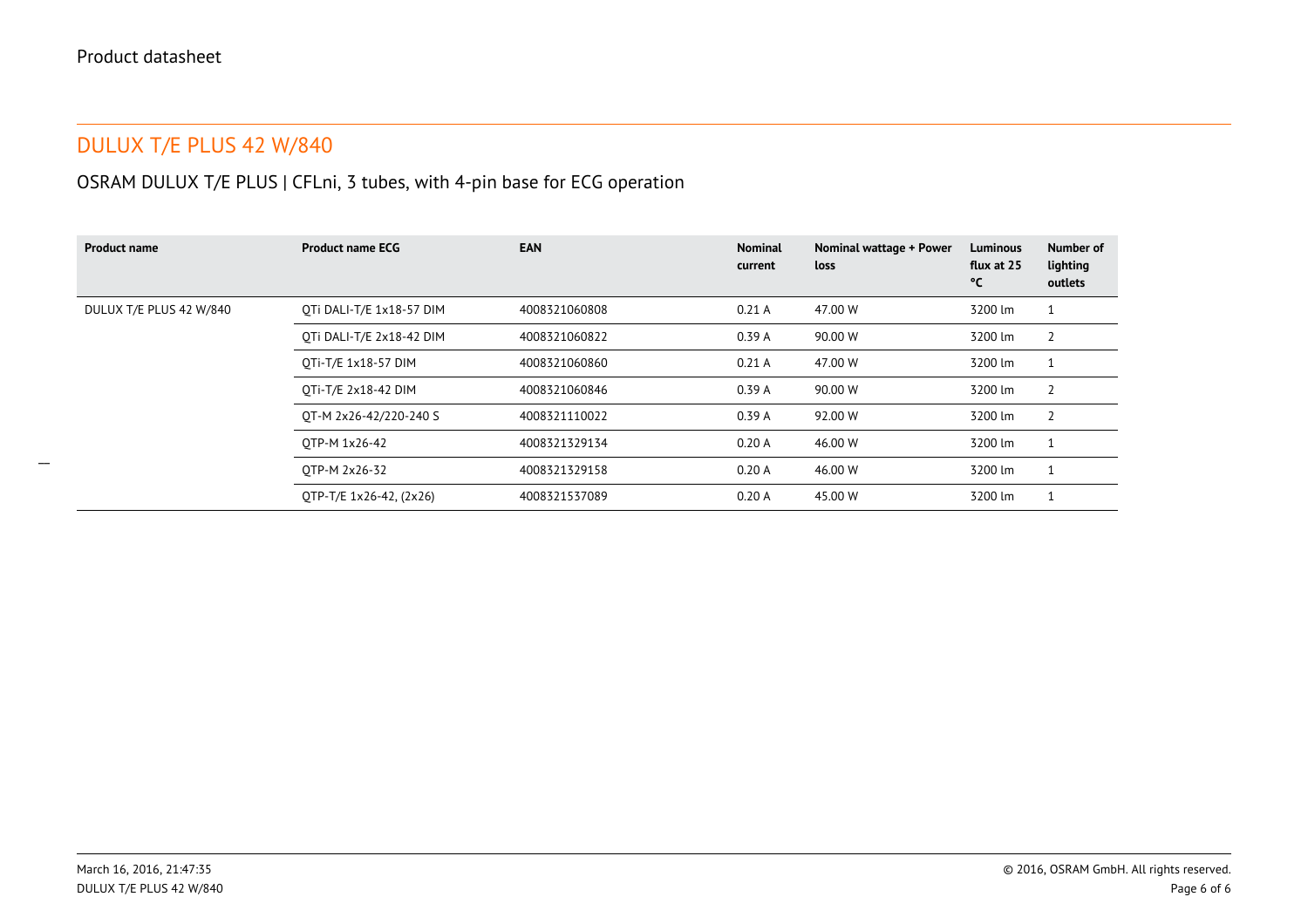Product datasheet

# DULUX T/E PLUS 42 W/840

## OSRAM DULUX T/E PLUS | CFLni, 3 tubes, with 4-pin base for ECG operation

| **Product name** | **Product name ECG** | **EAN** | **Nominal current** | **Nominal wattage + Power loss** | **Luminous flux at 25 °C** | **Number of lighting outlets** |
|---|---|---|---|---|---|---|
| DULUX T/E PLUS 42 W/840 | QTi DALI-T/E 1x18-57 DIM | 4008321060808 | 0.21 A | 47.00 W | 3200 lm | 1 |
| | QTi DALI-T/E 2x18-42 DIM | 4008321060822 | 0.39 A | 90.00 W | 3200 lm | 2 |
| | QTi-T/E 1x18-57 DIM | 4008321060860 | 0.21 A | 47.00 W | 3200 lm | 1 |
| | QTi-T/E 2x18-42 DIM | 4008321060846 | 0.39 A | 90.00 W | 3200 lm | 2 |
| | QT-M 2x26-42/220-240 S | 4008321110022 | 0.39 A | 92.00 W | 3200 lm | 2 |
| | QTP-M 1x26-42 | 4008321329134 | 0.20 A | 46.00 W | 3200 lm | 1 |
| | QTP-M 2x26-32 | 4008321329158 | 0.20 A | 46.00 W | 3200 lm | 1 |
| | QTP-T/E 1x26-42, (2x26) | 4008321537089 | 0.20 A | 45.00 W | 3200 lm | 1 |

March 16, 2016, 21:47:35
DULUX T/E PLUS 42 W/840

© 2016, OSRAM GmbH. All rights reserved.